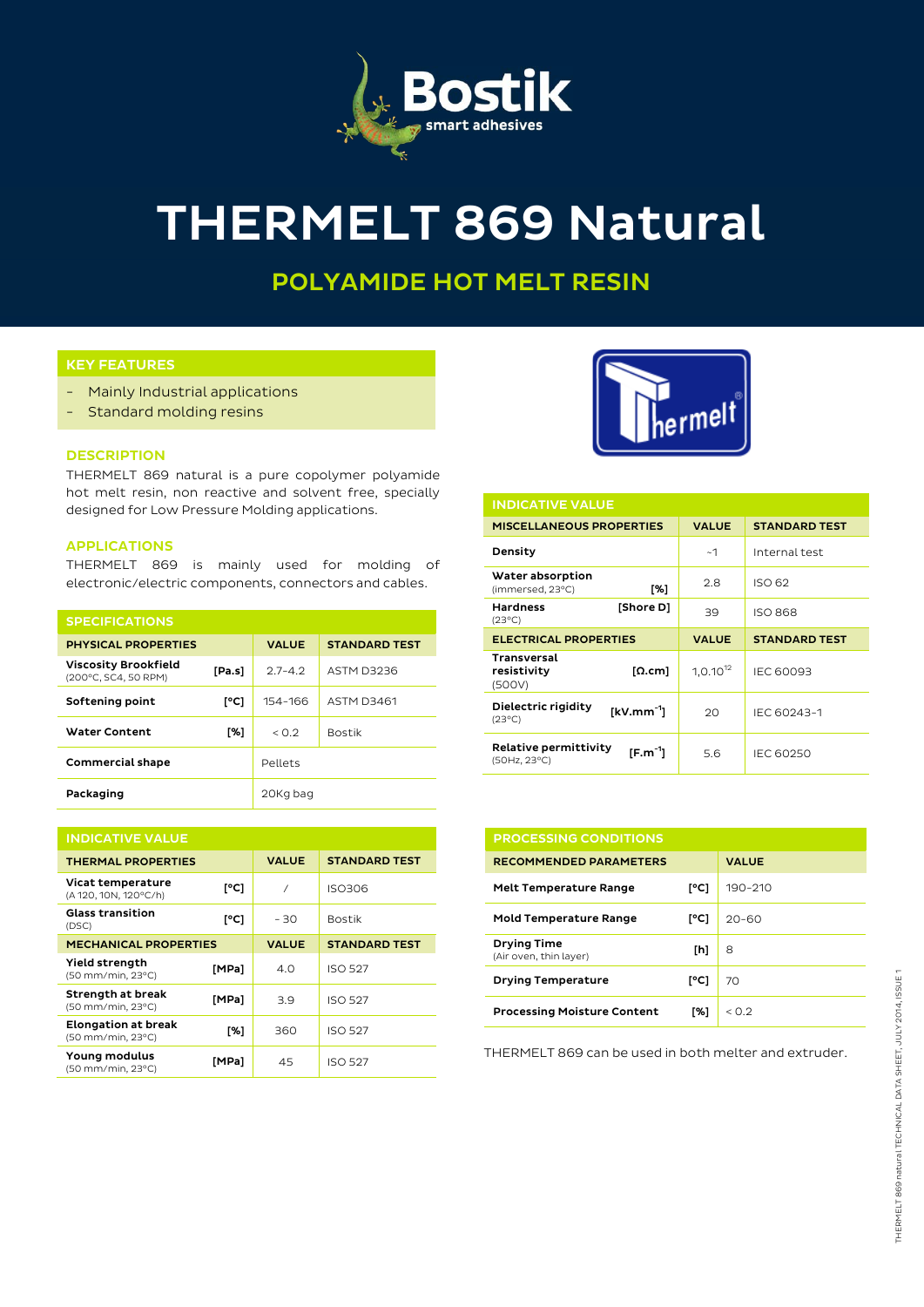# THERMELT 869 Natural

## POLYAMIDE HOT MELT RESIN

### KEY FEATURES

- Mainly Industrial applications
- Standard molding resins

### DESCRIPTION

THERMELT 869 natural is a pure copolymer polyamide hot melt resin, non reactive and solvent free, specially designed for Low Pressure Molding applications.

### APPLICATIONS

THERMELT 869 is mainly used for molding of electronic/electric components, connectors and cables.

### SPECIFICATIONS

| PHYSICAL PROPERTIES | | VALUE | STANDARD TEST |
|---|---|---|---|
| Viscosity Brookfield (200°C, SC4, 50 RPM) | [Pa.s] | 2.7-4.2 | ASTM D3236 |
| Softening point | [°C] | 154-166 | ASTM D3461 |
| Water Content | [%] | < 0.2 | Bostik |
| Commercial shape | | Pellets | |
| Packaging | | 20Kg bag | |

### INDICATIVE VALUE

| THERMAL PROPERTIES | | VALUE | STANDARD TEST |
|---|---|---|---|
| Vicat temperature (A 120, 10N, 120°C/h) | [°C] | / | ISO306 |
| Glass transition (DSC) | [°C] | - 30 | Bostik |
| **MECHANICAL PROPERTIES** | | **VALUE** | **STANDARD TEST** |
| Yield strength (50 mm/min, 23°C) | [MPa] | 4.0 | ISO 527 |
| Strength at break (50 mm/min, 23°C) | [MPa] | 3.9 | ISO 527 |
| Elongation at break (50 mm/min, 23°C) | [%] | 360 | ISO 527 |
| Young modulus (50 mm/min, 23°C) | [MPa] | 45 | ISO 527 |

### INDICATIVE VALUE

| MISCELLANEOUS PROPERTIES | | VALUE | STANDARD TEST |
|---|---|---|---|
| Density | | ~1 | Internal test |
| Water absorption (immersed, 23°C) | [%] | 2.8 | ISO 62 |
| Hardness (23°C) | [Shore D] | 39 | ISO 868 |
| **ELECTRICAL PROPERTIES** | | **VALUE** | **STANDARD TEST** |
| Transversal resistivity (500V) | [Ω.cm] | $1{,}0.10^{12}$ | IEC 60093 |
| Dielectric rigidity (23°C) | [$kV.mm^{-1}$] | 20 | IEC 60243-1 |
| Relative permittivity (50Hz, 23°C) | [$F.m^{-1}$] | 5.6 | IEC 60250 |

### PROCESSING CONDITIONS

| RECOMMENDED PARAMETERS | | VALUE |
|---|---|---|
| Melt Temperature Range | [°C] | 190-210 |
| Mold Temperature Range | [°C] | 20-60 |
| Drying Time (Air oven, thin layer) | [h] | 8 |
| Drying Temperature | [°C] | 70 |
| Processing Moisture Content | [%] | < 0.2 |

THERMELT 869 can be used in both melter and extruder.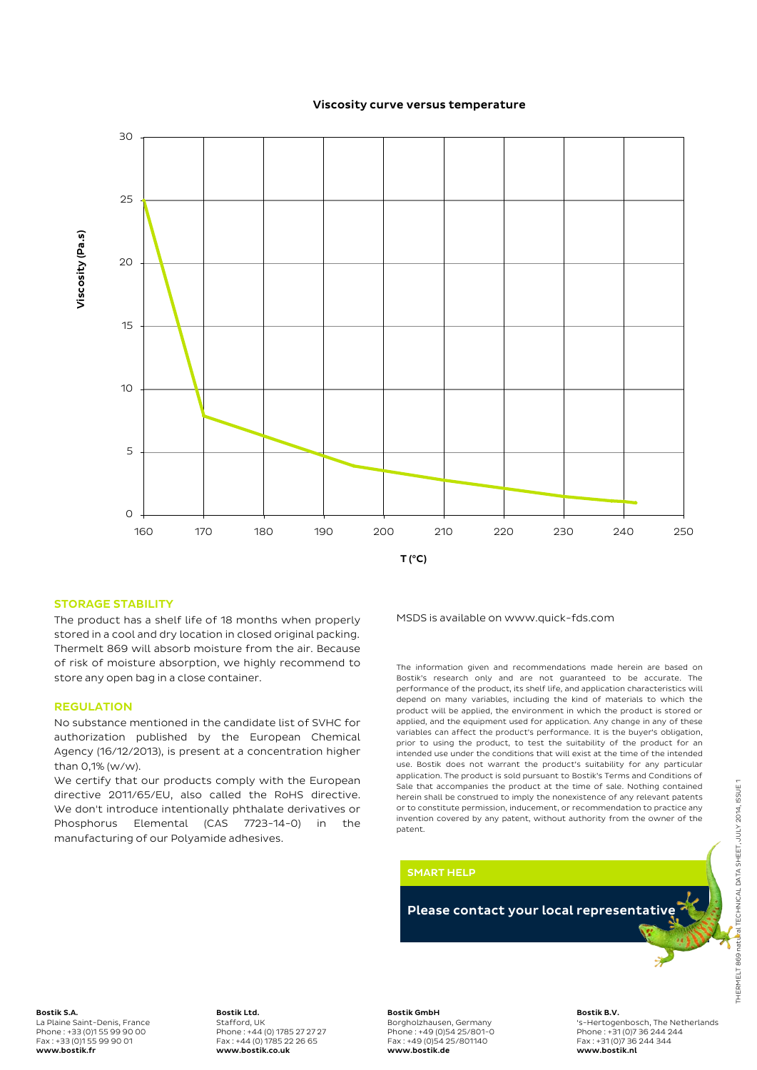**Viscosity curve versus temperature**

Viscosity (Pa.s)

30
25
20
15
10
5
0

160 170 180 190 200 210 220 230 240 250

T (°C)

## STORAGE STABILITY

The product has a shelf life of 18 months when properly stored in a cool and dry location in closed original packing. Thermelt 869 will absorb moisture from the air. Because of risk of moisture absorption, we highly recommend to store any open bag in a close container.

## REGULATION

No substance mentioned in the candidate list of SVHC for authorization published by the European Chemical Agency (16/12/2013), is present at a concentration higher than 0,1% (w/w).

We certify that our products comply with the European directive 2011/65/EU, also called the RoHS directive. We don't introduce intentionally phthalate derivatives or Phosphorus Elemental (CAS 7723-14-0) in the manufacturing of our Polyamide adhesives.

MSDS is available on www.quick-fds.com

The information given and recommendations made herein are based on Bostik's research only and are not guaranteed to be accurate. The performance of the product, its shelf life, and application characteristics will depend on many variables, including the kind of materials to which the product will be applied, the environment in which the product is stored or applied, and the equipment used for application. Any change in any of these variables can affect the product's performance. It is the buyer's obligation, prior to using the product, to test the suitability of the product for an intended use under the conditions that will exist at the time of the intended use. Bostik does not warrant the product's suitability for any particular application. The product is sold pursuant to Bostik's Terms and Conditions of Sale that accompanies the product at the time of sale. Nothing contained herein shall be construed to imply the nonexistence of any relevant patents or to constitute permission, inducement, or recommendation to practice any invention covered by any patent, without authority from the owner of the patent.

**SMART HELP**

**Please contact your local representative**

THERMELT 869 natural TECHNICAL DATA SHEET, JULY 2014, ISSUE 1

**Bostik S.A.**
La Plaine Saint-Denis, France
Phone : +33 (0)1 55 99 90 00
Fax : +33 (0)1 55 99 90 01
**www.bostik.fr**

**Bostik Ltd.**
Stafford, UK
Phone : +44 (0) 1785 27 27 27
Fax : +44 (0) 1785 22 26 65
**www.bostik.co.uk**

**Bostik GmbH**
Borgholzhausen, Germany
Phone : +49 (0)54 25/801-0
Fax : +49 (0)54 25/801140
**www.bostik.de**

**Bostik B.V.**
's-Hertogenbosch, The Netherlands
Phone : +31 (0)7 36 244 244
Fax : +31 (0)7 36 244 344
**www.bostik.nl**